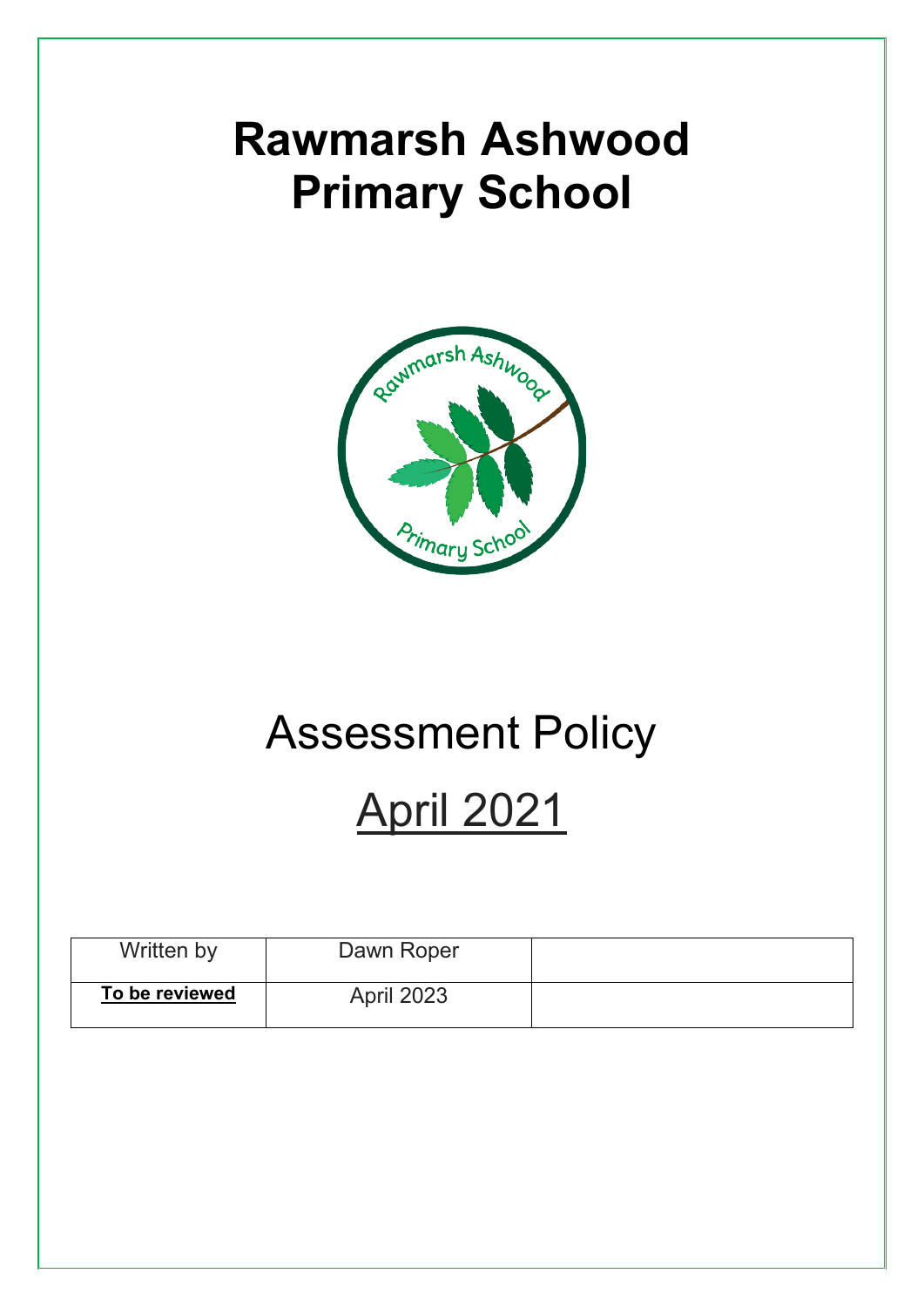# Rawmarsh Ashwood Primary School

# Assessment Policy

## April 2021

| Written by | Dawn Roper | |
|---|---|---|
| **To be reviewed** | April 2023 | |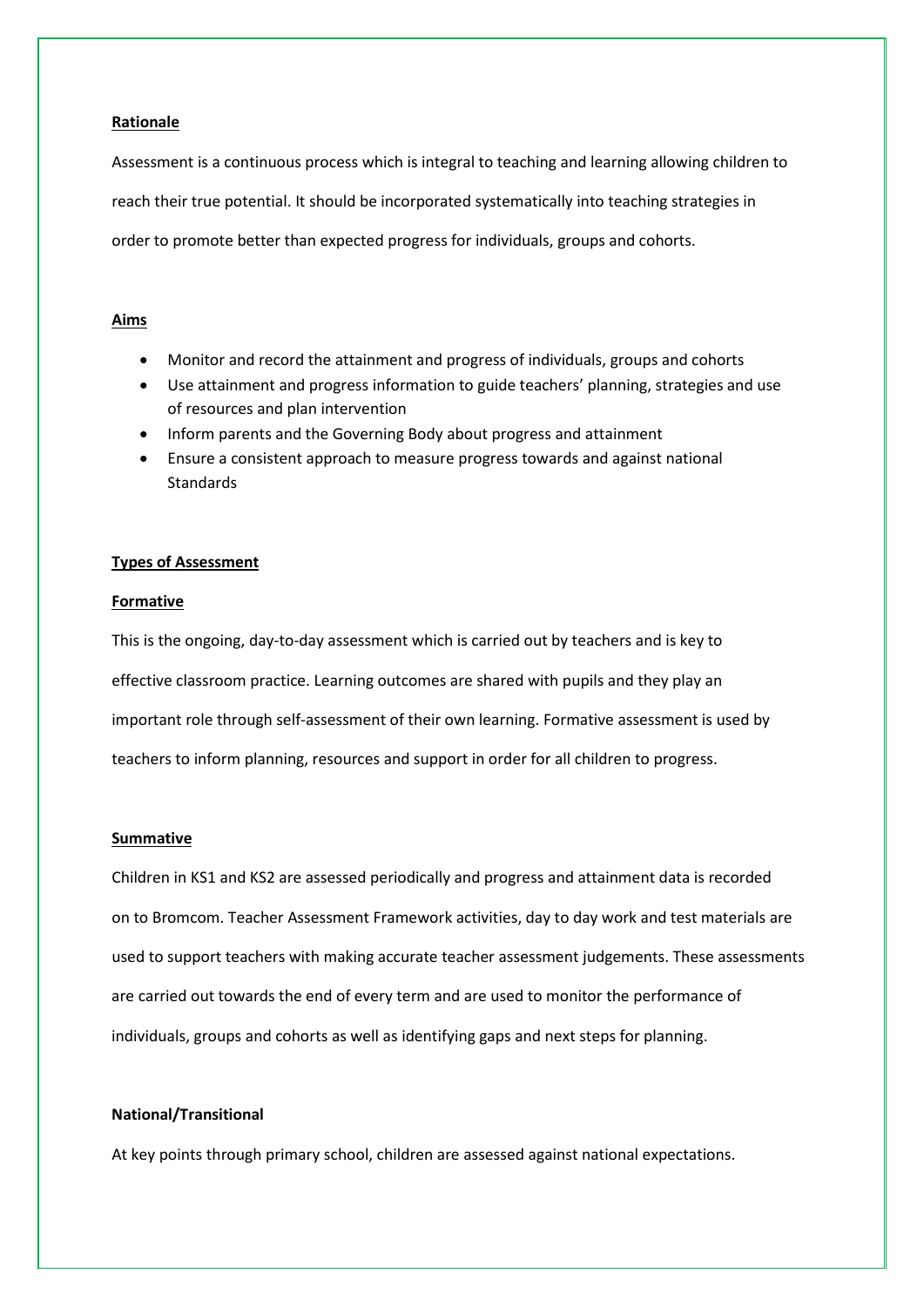## Rationale

Assessment is a continuous process which is integral to teaching and learning allowing children to reach their true potential. It should be incorporated systematically into teaching strategies in order to promote better than expected progress for individuals, groups and cohorts.

## Aims

- Monitor and record the attainment and progress of individuals, groups and cohorts
- Use attainment and progress information to guide teachers' planning, strategies and use of resources and plan intervention
- Inform parents and the Governing Body about progress and attainment
- Ensure a consistent approach to measure progress towards and against national Standards

## Types of Assessment

### Formative

This is the ongoing, day-to-day assessment which is carried out by teachers and is key to effective classroom practice. Learning outcomes are shared with pupils and they play an important role through self-assessment of their own learning. Formative assessment is used by teachers to inform planning, resources and support in order for all children to progress.

### Summative

Children in KS1 and KS2 are assessed periodically and progress and attainment data is recorded on to Bromcom. Teacher Assessment Framework activities, day to day work and test materials are used to support teachers with making accurate teacher assessment judgements. These assessments are carried out towards the end of every term and are used to monitor the performance of individuals, groups and cohorts as well as identifying gaps and next steps for planning.

### National/Transitional

At key points through primary school, children are assessed against national expectations.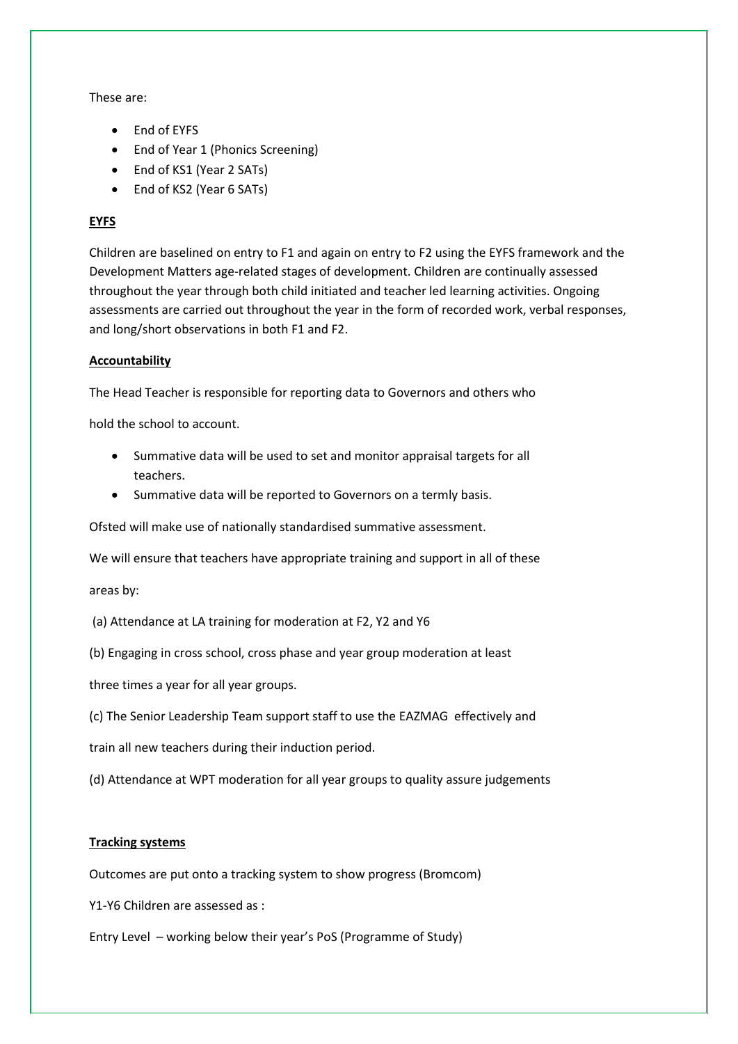These are:

- End of EYFS
- End of Year 1 (Phonics Screening)
- End of KS1 (Year 2 SATs)
- End of KS2 (Year 6 SATs)

**EYFS**

Children are baselined on entry to F1 and again on entry to F2 using the EYFS framework and the Development Matters age-related stages of development. Children are continually assessed throughout the year through both child initiated and teacher led learning activities. Ongoing assessments are carried out throughout the year in the form of recorded work, verbal responses, and long/short observations in both F1 and F2.

**Accountability**

The Head Teacher is responsible for reporting data to Governors and others who hold the school to account.

- Summative data will be used to set and monitor appraisal targets for all teachers.
- Summative data will be reported to Governors on a termly basis.

Ofsted will make use of nationally standardised summative assessment.

We will ensure that teachers have appropriate training and support in all of these areas by:

(a) Attendance at LA training for moderation at F2, Y2 and Y6

(b) Engaging in cross school, cross phase and year group moderation at least three times a year for all year groups.

(c) The Senior Leadership Team support staff to use the EAZMAG effectively and train all new teachers during their induction period.

(d) Attendance at WPT moderation for all year groups to quality assure judgements

**Tracking systems**

Outcomes are put onto a tracking system to show progress (Bromcom)

Y1-Y6 Children are assessed as :

Entry Level – working below their year's PoS (Programme of Study)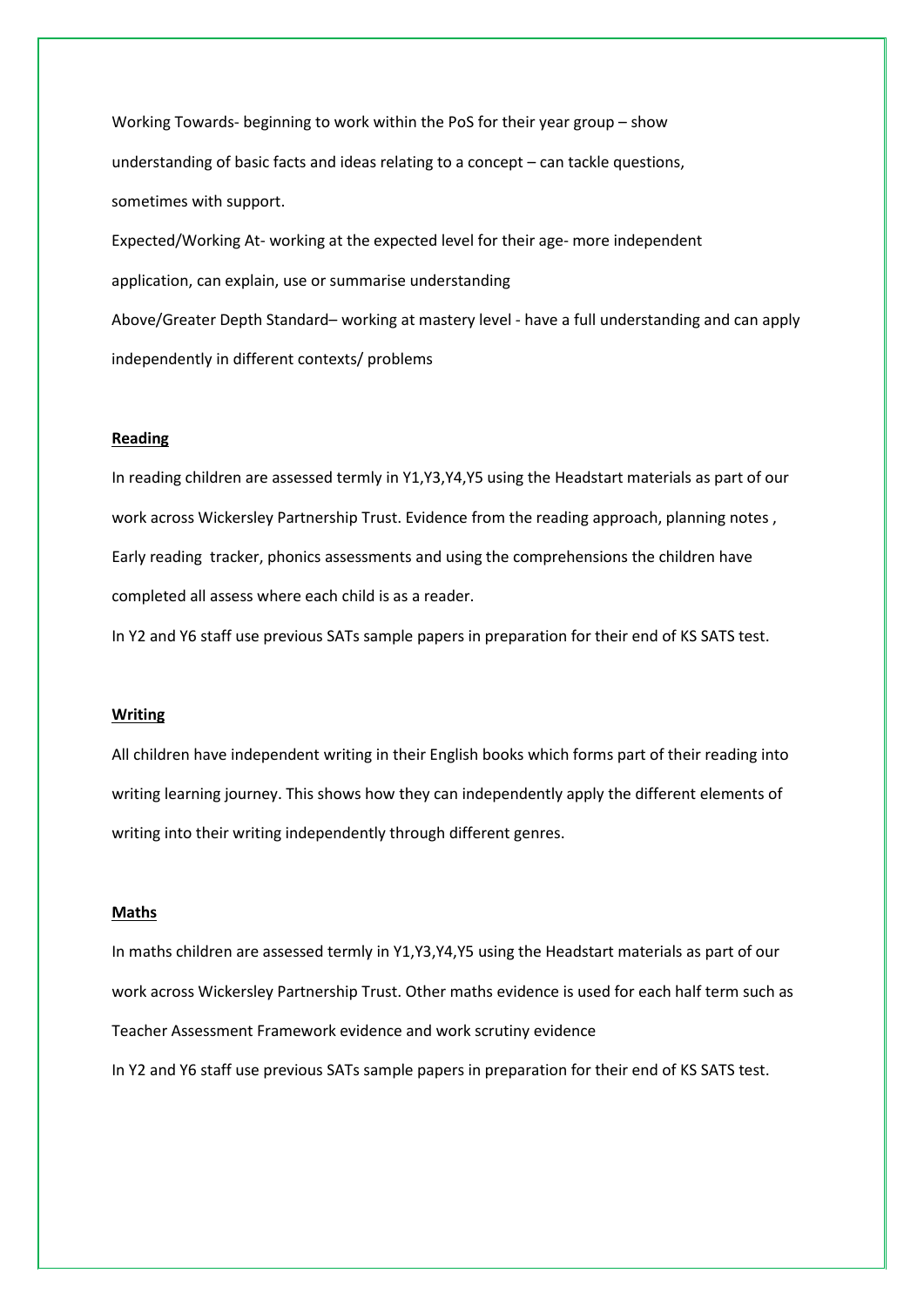Working Towards- beginning to work within the PoS for their year group – show understanding of basic facts and ideas relating to a concept – can tackle questions, sometimes with support.

Expected/Working At- working at the expected level for their age- more independent application, can explain, use or summarise understanding

Above/Greater Depth Standard– working at mastery level - have a full understanding and can apply independently in different contexts/ problems

**Reading**

In reading children are assessed termly in Y1,Y3,Y4,Y5 using the Headstart materials as part of our work across Wickersley Partnership Trust. Evidence from the reading approach, planning notes , Early reading tracker, phonics assessments and using the comprehensions the children have completed all assess where each child is as a reader.

In Y2 and Y6 staff use previous SATs sample papers in preparation for their end of KS SATS test.

**Writing**

All children have independent writing in their English books which forms part of their reading into writing learning journey. This shows how they can independently apply the different elements of writing into their writing independently through different genres.

**Maths**

In maths children are assessed termly in Y1,Y3,Y4,Y5 using the Headstart materials as part of our work across Wickersley Partnership Trust. Other maths evidence is used for each half term such as Teacher Assessment Framework evidence and work scrutiny evidence

In Y2 and Y6 staff use previous SATs sample papers in preparation for their end of KS SATS test.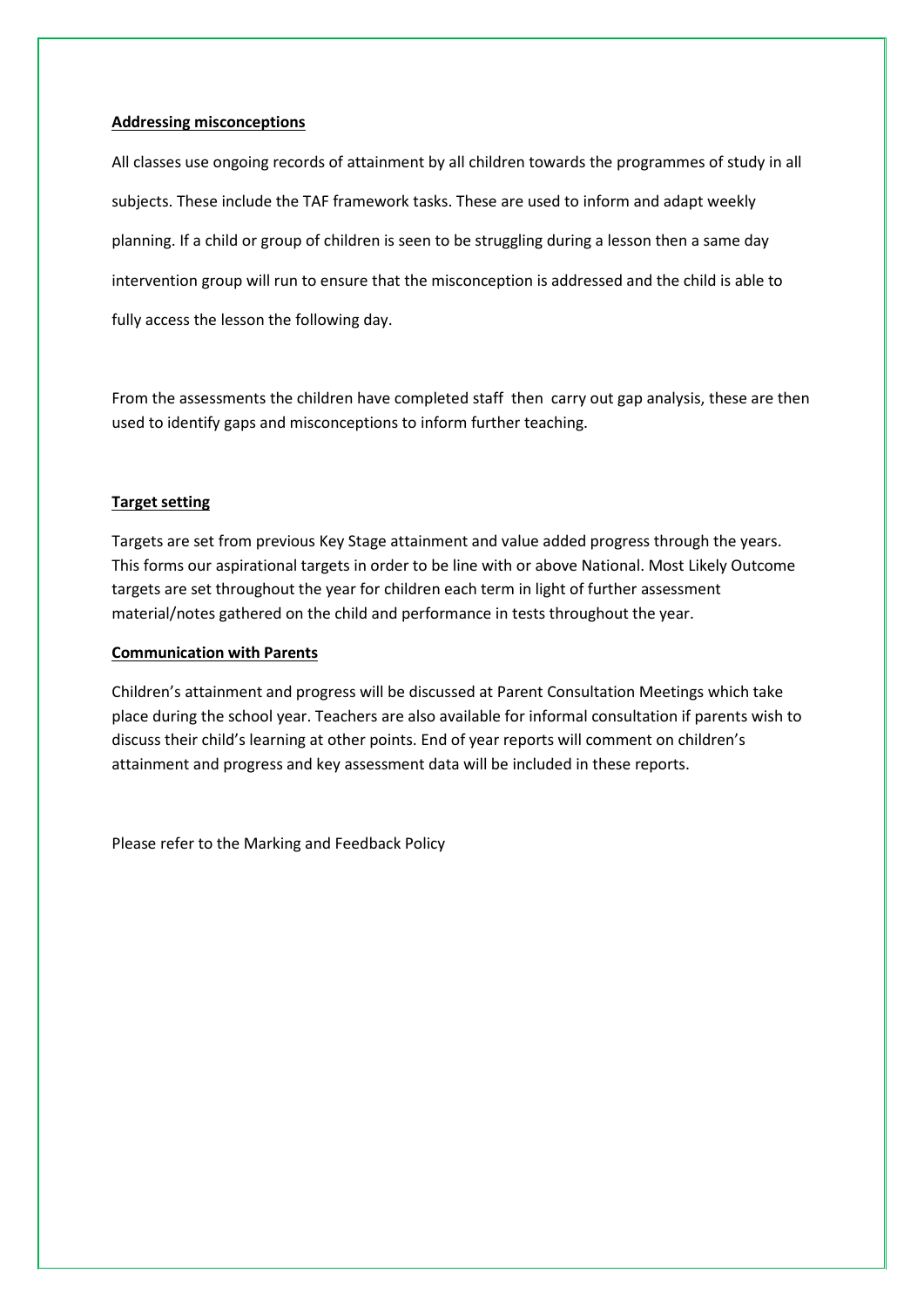**Addressing misconceptions**

All classes use ongoing records of attainment by all children towards the programmes of study in all subjects. These include the TAF framework tasks. These are used to inform and adapt weekly planning. If a child or group of children is seen to be struggling during a lesson then a same day intervention group will run to ensure that the misconception is addressed and the child is able to fully access the lesson the following day.

From the assessments the children have completed staff then carry out gap analysis, these are then used to identify gaps and misconceptions to inform further teaching.

**Target setting**

Targets are set from previous Key Stage attainment and value added progress through the years. This forms our aspirational targets in order to be line with or above National. Most Likely Outcome targets are set throughout the year for children each term in light of further assessment material/notes gathered on the child and performance in tests throughout the year.

**Communication with Parents**

Children's attainment and progress will be discussed at Parent Consultation Meetings which take place during the school year. Teachers are also available for informal consultation if parents wish to discuss their child's learning at other points. End of year reports will comment on children's attainment and progress and key assessment data will be included in these reports.

Please refer to the Marking and Feedback Policy